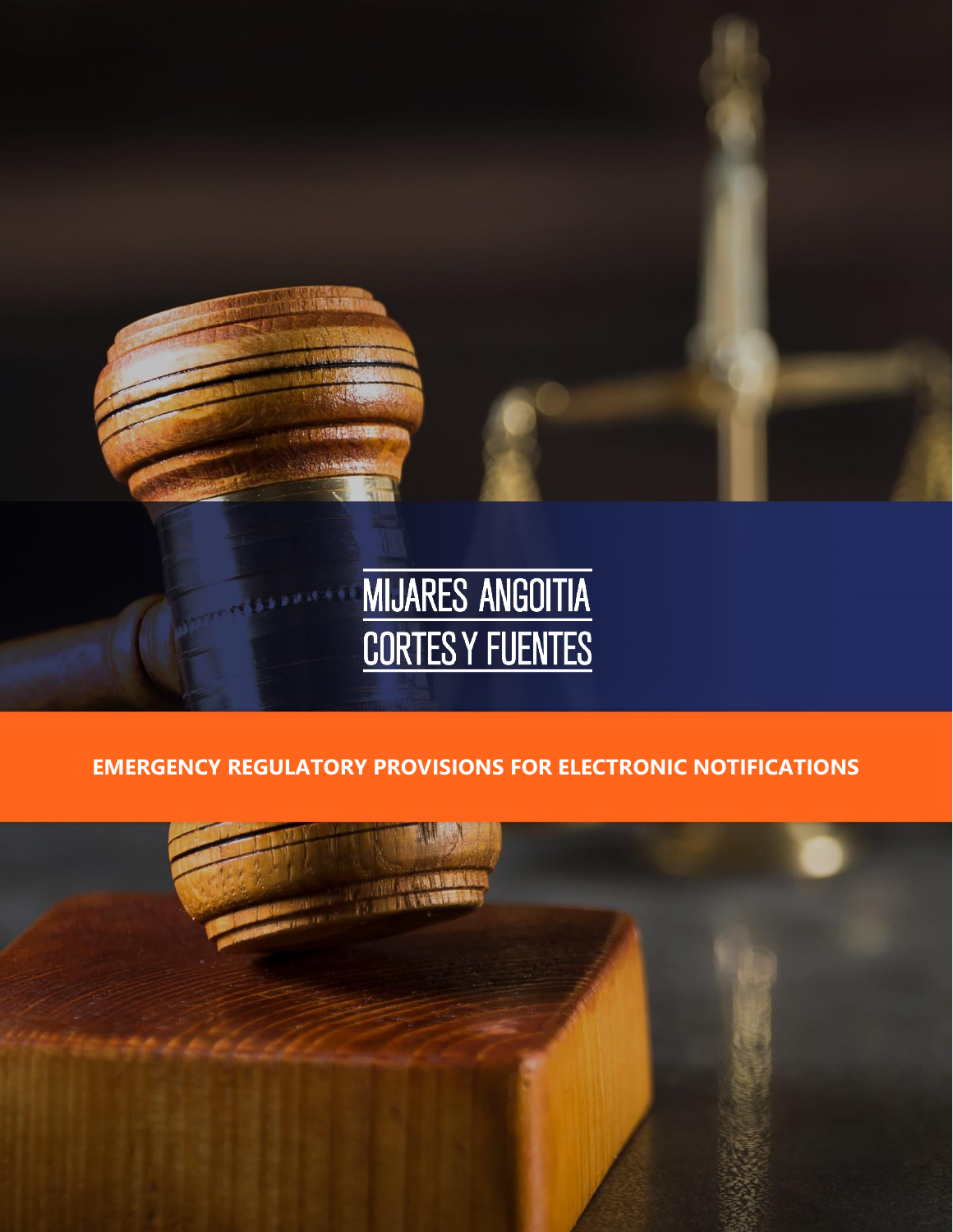MIJARES ANGOITIA
CORTES Y FUENTES

# EMERGENCY REGULATORY PROVISIONS FOR ELECTRONIC NOTIFICATIONS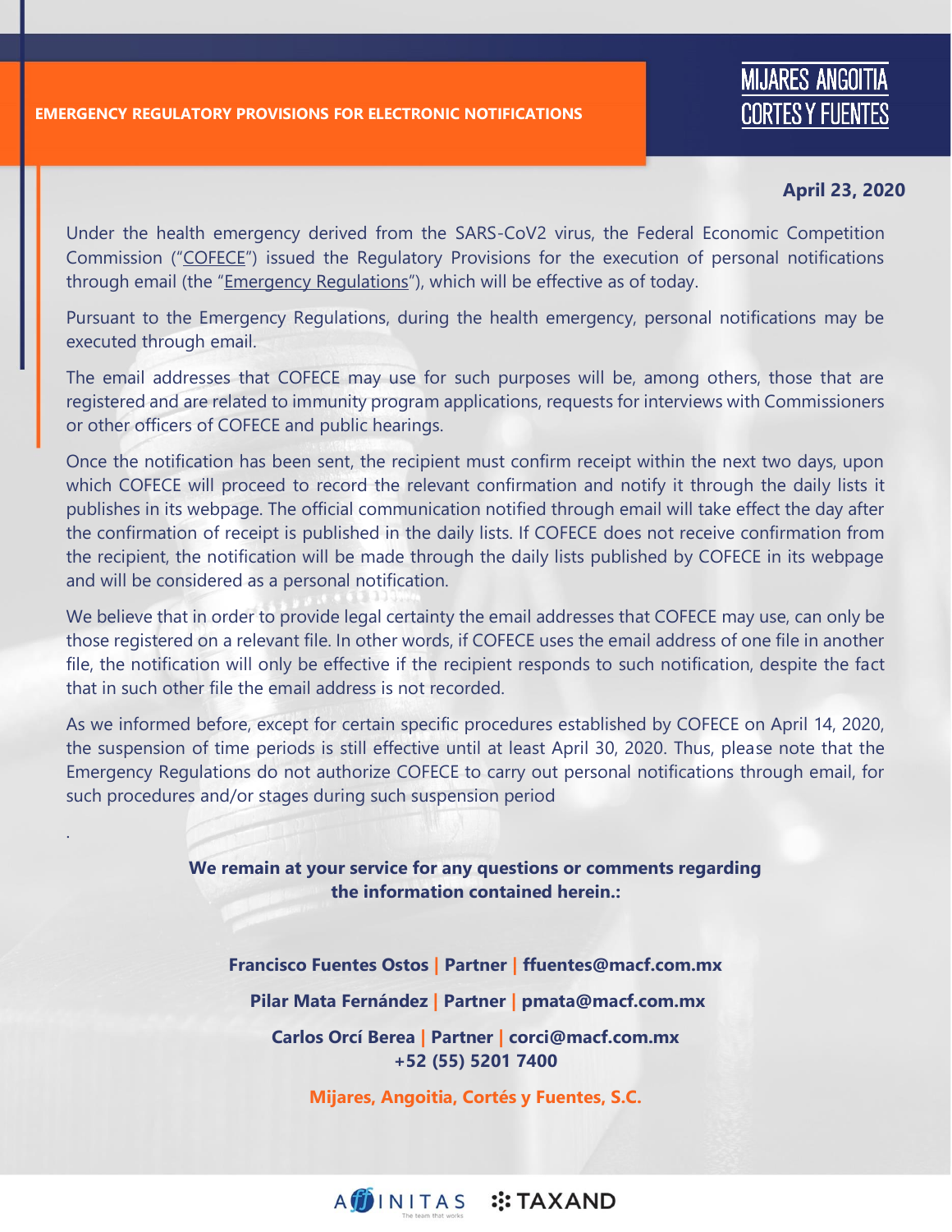**EMERGENCY REGULATORY PROVISIONS FOR ELECTRONIC NOTIFICATIONS**

MIJARES ANGOITIA CORTES Y FUENTES

**April 23, 2020**

Under the health emergency derived from the SARS-CoV2 virus, the Federal Economic Competition Commission ("COFECE") issued the Regulatory Provisions for the execution of personal notifications through email (the "Emergency Regulations"), which will be effective as of today.

Pursuant to the Emergency Regulations, during the health emergency, personal notifications may be executed through email.

The email addresses that COFECE may use for such purposes will be, among others, those that are registered and are related to immunity program applications, requests for interviews with Commissioners or other officers of COFECE and public hearings.

Once the notification has been sent, the recipient must confirm receipt within the next two days, upon which COFECE will proceed to record the relevant confirmation and notify it through the daily lists it publishes in its webpage. The official communication notified through email will take effect the day after the confirmation of receipt is published in the daily lists. If COFECE does not receive confirmation from the recipient, the notification will be made through the daily lists published by COFECE in its webpage and will be considered as a personal notification.

We believe that in order to provide legal certainty the email addresses that COFECE may use, can only be those registered on a relevant file. In other words, if COFECE uses the email address of one file in another file, the notification will only be effective if the recipient responds to such notification, despite the fact that in such other file the email address is not recorded.

As we informed before, except for certain specific procedures established by COFECE on April 14, 2020, the suspension of time periods is still effective until at least April 30, 2020. Thus, please note that the Emergency Regulations do not authorize COFECE to carry out personal notifications through email, for such procedures and/or stages during such suspension period

.

**We remain at your service for any questions or comments regarding the information contained herein.:**

**Francisco Fuentes Ostos | Partner | ffuentes@macf.com.mx**

**Pilar Mata Fernández | Partner | pmata@macf.com.mx**

**Carlos Orcí Berea | Partner | corci@macf.com.mx**
**+52 (55) 5201 7400**

**Mijares, Angoitia, Cortés y Fuentes, S.C.**

AFFINITAS The team that works TAXAND